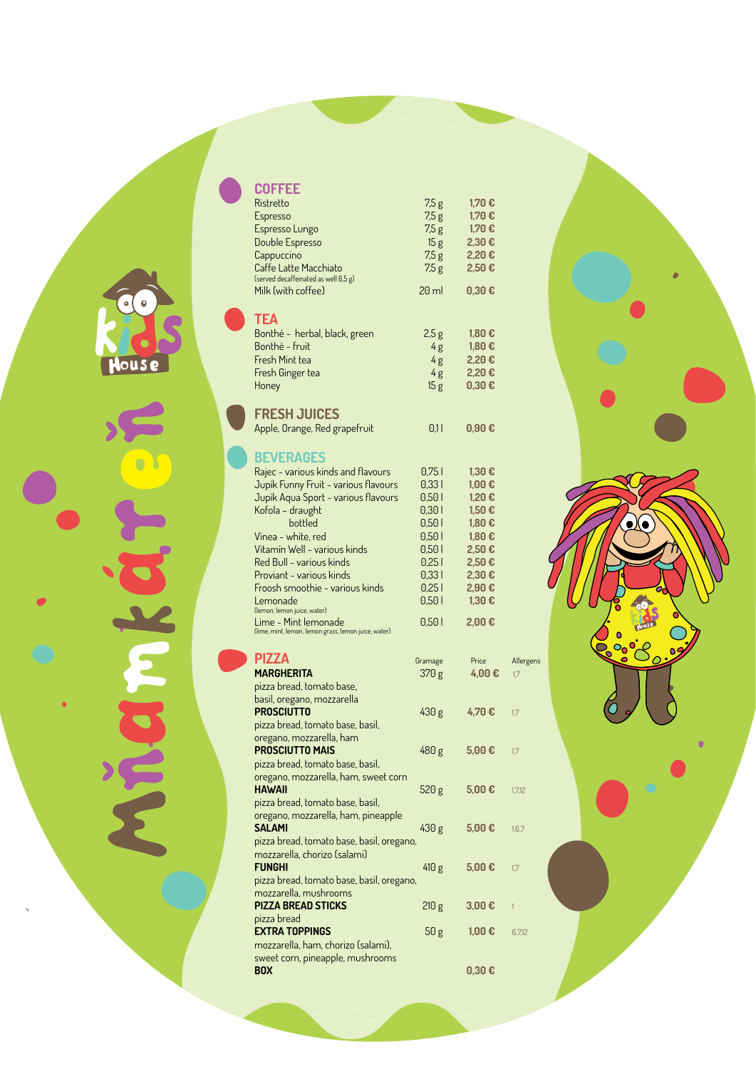Kids House

Mňamkáreň

## COFFEE

| Item | Amount | Price |
|---|---|---|
| Ristretto | 7,5 g | 1,70 € |
| Espresso | 7,5 g | 1,70 € |
| Espresso Lungo | 7,5 g | 1,70 € |
| Double Espresso | 15 g | 2,30 € |
| Cappuccino | 7,5 g | 2,20 € |
| Caffe Latte Macchiato (served decaffeinated as well 6,5 g) | 7,5 g | 2,50 € |
| Milk (with coffee) | 20 ml | 0,30 € |

## TEA

| Item | Amount | Price |
|---|---|---|
| Bonthé - herbal, black, green | 2,5 g | 1,80 € |
| Bonthé - fruit | 4 g | 1,80 € |
| Fresh Mint tea | 4 g | 2,20 € |
| Fresh Ginger tea | 4 g | 2,20 € |
| Honey | 15 g | 0,30 € |

## FRESH JUICES

| Item | Amount | Price |
|---|---|---|
| Apple, Orange, Red grapefruit | 0,1 l | 0,90 € |

## BEVERAGES

| Item | Amount | Price |
|---|---|---|
| Rajec - various kinds and flavours | 0,75 l | 1,30 € |
| Jupik Funny Fruit - various flavours | 0,33 l | 1,00 € |
| Jupik Aqua Sport - various flavours | 0,50 l | 1,20 € |
| Kofola - draught | 0,30 l | 1,50 € |
| Kofola - bottled | 0,50 l | 1,80 € |
| Vinea - white, red | 0,50 l | 1,80 € |
| Vitamin Well - various kinds | 0,50 l | 2,50 € |
| Red Bull - various kinds | 0,25 l | 2,50 € |
| Proviant - various kinds | 0,33 l | 2,30 € |
| Froosh smoothie - various kinds | 0,25 l | 2,90 € |
| Lemonade (lemon, lemon juice, water) | 0,50 l | 1,30 € |
| Lime - Mint lemonade (lime, mint, lemon, lemon grass, lemon juice, water) | 0,50 l | 2,00 € |

## PIZZA

| Item | Gramage | Price | Allergens |
|---|---|---|---|
| **MARGHERITA** pizza bread, tomato base, basil, oregano, mozzarella | 370 g | 4,00 € | 1,7 |
| **PROSCIUTTO** pizza bread, tomato base, basil, oregano, mozzarella, ham | 430 g | 4,70 € | 1,7 |
| **PROSCIUTTO MAIS** pizza bread, tomato base, basil, oregano, mozzarella, ham, sweet corn | 480 g | 5,00 € | 1,7 |
| **HAWAII** pizza bread, tomato base, basil, oregano, mozzarella, ham, pineapple | 520 g | 5,00 € | 1,7,12 |
| **SALAMI** pizza bread, tomato base, basil, oregano, mozzarella, chorizo (salami) | 430 g | 5,00 € | 1,6,7 |
| **FUNGHI** pizza bread, tomato base, basil, oregano, mozzarella, mushrooms | 410 g | 5,00 € | 1,7 |
| **PIZZA BREAD STICKS** pizza bread | 210 g | 3,00 € | 1 |
| **EXTRA TOPPINGS** mozzarella, ham, chorizo (salami), sweet corn, pineapple, mushrooms | 50 g | 1,00 € | 6,7,12 |
| **BOX** | | 0,30 € | |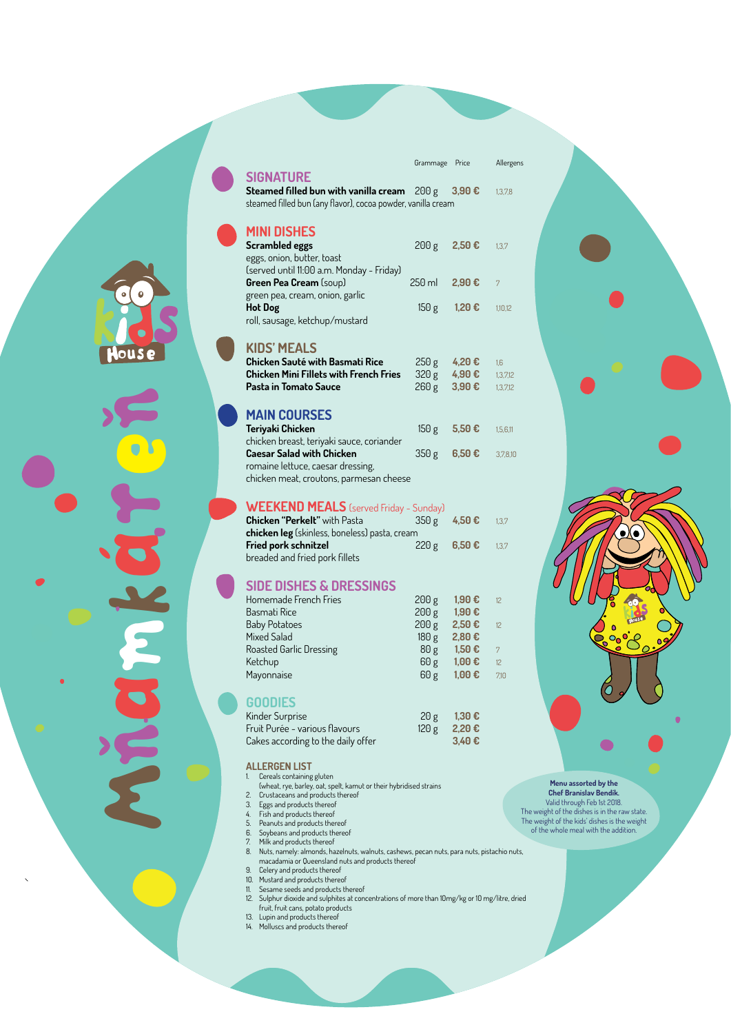Mňamkáreň

Kids House

| | Grammage | Price | Allergens |
|---|---|---|---|
| **SIGNATURE** | | | |
| **Steamed filled bun with vanilla cream** | 200 g | 3,90 € | 1,3,7,8 |
| steamed filled bun (any flavor), cocoa powder, vanilla cream | | | |

## MINI DISHES

| | | | |
|---|---|---|---|
| **Scrambled eggs** | 200 g | 2,50 € | 1,3,7 |
| eggs, onion, butter, toast (served until 11:00 a.m. Monday - Friday) | | | |
| **Green Pea Cream** (soup) | 250 ml | 2,90 € | 7 |
| green pea, cream, onion, garlic | | | |
| **Hot Dog** | 150 g | 1,20 € | 1,10,12 |
| roll, sausage, ketchup/mustard | | | |

## KIDS' MEALS

| | | | |
|---|---|---|---|
| **Chicken Sauté with Basmati Rice** | 250 g | 4,20 € | 1,6 |
| **Chicken Mini Fillets with French Fries** | 320 g | 4,90 € | 1,3,7,12 |
| **Pasta in Tomato Sauce** | 260 g | 3,90 € | 1,3,7,12 |

## MAIN COURSES

| | | | |
|---|---|---|---|
| **Teriyaki Chicken** | 150 g | 5,50 € | 1,5,6,11 |
| chicken breast, teriyaki sauce, coriander | | | |
| **Caesar Salad with Chicken** | 350 g | 6,50 € | 3,7,8,10 |
| romaine lettuce, caesar dressing, chicken meat, croutons, parmesan cheese | | | |

## WEEKEND MEALS (served Friday - Sunday)

| | | | |
|---|---|---|---|
| **Chicken "Perkelt"** with Pasta | 350 g | 4,50 € | 1,3,7 |
| **chicken leg** (skinless, boneless) pasta, cream | | | |
| **Fried pork schnitzel** | 220 g | 6,50 € | 1,3,7 |
| breaded and fried pork fillets | | | |

## SIDE DISHES & DRESSINGS

| | | | |
|---|---|---|---|
| Homemade French Fries | 200 g | 1,90 € | 12 |
| Basmati Rice | 200 g | 1,90 € | |
| Baby Potatoes | 200 g | 2,50 € | 12 |
| Mixed Salad | 180 g | 2,80 € | |
| Roasted Garlic Dressing | 80 g | 1,50 € | 7 |
| Ketchup | 60 g | 1,00 € | 12 |
| Mayonnaise | 60 g | 1,00 € | 7,10 |

## GOODIES

| | | | |
|---|---|---|---|
| Kinder Surprise | 20 g | 1,30 € | |
| Fruit Purée - various flavours | 120 g | 2,20 € | |
| Cakes according to the daily offer | | 3,40 € | |

### ALLERGEN LIST

1. Cereals containing gluten (wheat, rye, barley, oat, spelt, kamut or their hybridised strains
2. Crustaceans and products thereof
3. Eggs and products thereof
4. Fish and products thereof
5. Peanuts and products thereof
6. Soybeans and products thereof
7. Milk and products thereof
8. Nuts, namely: almonds, hazelnuts, walnuts, cashews, pecan nuts, para nuts, pistachio nuts, macadamia or Queensland nuts and products thereof
9. Celery and products thereof
10. Mustard and products thereof
11. Sesame seeds and products thereof
12. Sulphur dioxide and sulphites at concentrations of more than 10mg/kg or 10 mg/litre, dried fruit, fruit cans, potato products
13. Lupin and products thereof
14. Molluscs and products thereof

**Menu assorted by the Chef Branislav Bendík.**
Valid through Feb 1st 2018.
The weight of the dishes is in the raw state.
The weight of the kids' dishes is the weight of the whole meal with the addition.